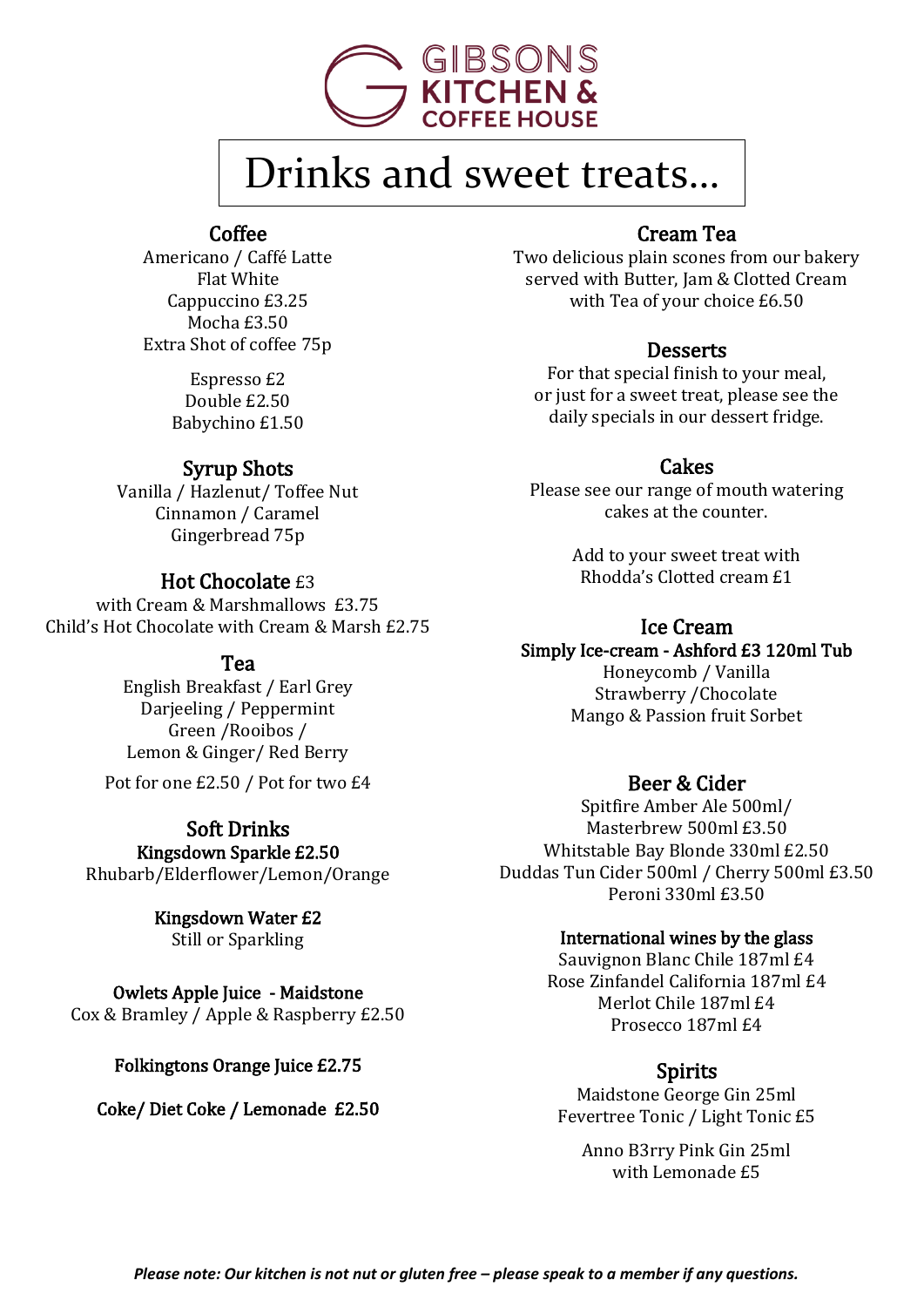# GIBSONS KITCHEN & COFFEE HOUSE

# Drinks and sweet treats…

## Coffee

Americano / Caffé Latte
Flat White
Cappuccino £3.25
Mocha £3.50
Extra Shot of coffee 75p

Espresso £2
Double £2.50
Babychino £1.50

## Syrup Shots

Vanilla / Hazlenut/ Toffee Nut
Cinnamon / Caramel
Gingerbread 75p

## Hot Chocolate £3

with Cream & Marshmallows £3.75
Child's Hot Chocolate with Cream & Marsh £2.75

## Tea

English Breakfast / Earl Grey
Darjeeling / Peppermint
Green /Rooibos /
Lemon & Ginger/ Red Berry

Pot for one £2.50 / Pot for two £4

## Soft Drinks

**Kingsdown Sparkle £2.50**
Rhubarb/Elderflower/Lemon/Orange

**Kingsdown Water £2**
Still or Sparkling

**Owlets Apple Juice - Maidstone**
Cox & Bramley / Apple & Raspberry £2.50

**Folkingtons Orange Juice £2.75**

**Coke/ Diet Coke / Lemonade £2.50**

## Cream Tea

Two delicious plain scones from our bakery served with Butter, Jam & Clotted Cream with Tea of your choice £6.50

## Desserts

For that special finish to your meal, or just for a sweet treat, please see the daily specials in our dessert fridge.

## Cakes

Please see our range of mouth watering cakes at the counter.

Add to your sweet treat with Rhodda's Clotted cream £1

## Ice Cream

**Simply Ice-cream - Ashford £3 120ml Tub**
Honeycomb / Vanilla
Strawberry /Chocolate
Mango & Passion fruit Sorbet

## Beer & Cider

Spitfire Amber Ale 500ml/
Masterbrew 500ml £3.50
Whitstable Bay Blonde 330ml £2.50
Duddas Tun Cider 500ml / Cherry 500ml £3.50
Peroni 330ml £3.50

**International wines by the glass**
Sauvignon Blanc Chile 187ml £4
Rose Zinfandel California 187ml £4
Merlot Chile 187ml £4
Prosecco 187ml £4

## Spirits

Maidstone George Gin 25ml
Fevertree Tonic / Light Tonic £5

Anno B3rry Pink Gin 25ml
with Lemonade £5

***Please note: Our kitchen is not nut or gluten free – please speak to a member if any questions.***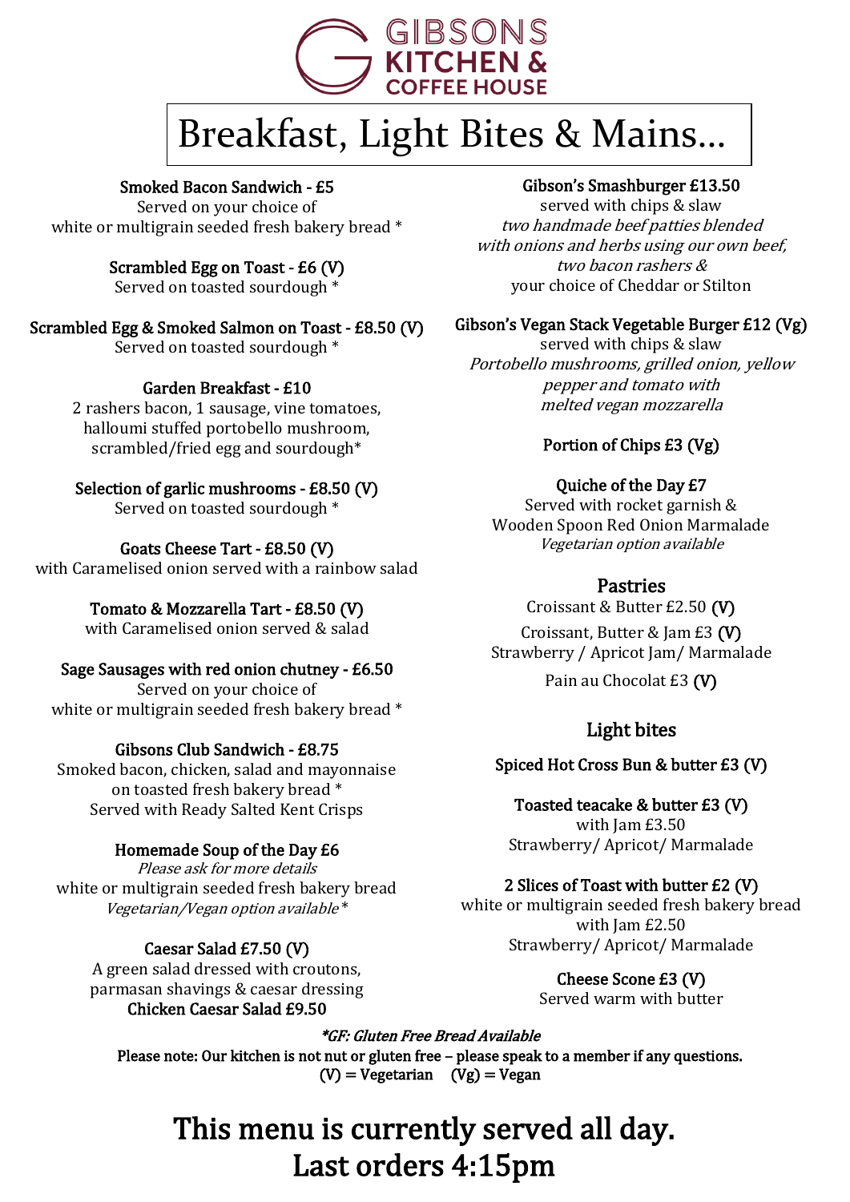# GIBSONS KITCHEN & COFFEE HOUSE

# Breakfast, Light Bites & Mains…

**Smoked Bacon Sandwich - £5**
Served on your choice of
white or multigrain seeded fresh bakery bread *

**Scrambled Egg on Toast - £6 (V)**
Served on toasted sourdough *

**Scrambled Egg & Smoked Salmon on Toast - £8.50 (V)**
Served on toasted sourdough *

**Garden Breakfast - £10**
2 rashers bacon, 1 sausage, vine tomatoes, halloumi stuffed portobello mushroom, scrambled/fried egg and sourdough*

**Selection of garlic mushrooms - £8.50 (V)**
Served on toasted sourdough *

**Goats Cheese Tart - £8.50 (V)**
with Caramelised onion served with a rainbow salad

**Tomato & Mozzarella Tart - £8.50 (V)**
with Caramelised onion served & salad

**Sage Sausages with red onion chutney - £6.50**
Served on your choice of
white or multigrain seeded fresh bakery bread *

**Gibsons Club Sandwich - £8.75**
Smoked bacon, chicken, salad and mayonnaise on toasted fresh bakery bread *
Served with Ready Salted Kent Crisps

**Homemade Soup of the Day £6**
*Please ask for more details*
white or multigrain seeded fresh bakery bread
*Vegetarian/Vegan option available**

**Caesar Salad £7.50 (V)**
A green salad dressed with croutons, parmasan shavings & caesar dressing
**Chicken Caesar Salad £9.50**

**Gibson's Smashburger £13.50**
served with chips & slaw
*two handmade beef patties blended with onions and herbs using our own beef, two bacon rashers &*
your choice of Cheddar or Stilton

**Gibson's Vegan Stack Vegetable Burger £12 (Vg)**
served with chips & slaw
*Portobello mushrooms, grilled onion, yellow pepper and tomato with melted vegan mozzarella*

**Portion of Chips £3 (Vg)**

**Quiche of the Day £7**
Served with rocket garnish &
Wooden Spoon Red Onion Marmalade
*Vegetarian option available*

## Pastries

Croissant & Butter £2.50 **(V)**

Croissant, Butter & Jam £3 **(V)**
Strawberry / Apricot Jam/ Marmalade

Pain au Chocolat £3 **(V)**

## Light bites

**Spiced Hot Cross Bun & butter £3 (V)**

**Toasted teacake & butter £3 (V)**
with Jam £3.50
Strawberry/ Apricot/ Marmalade

**2 Slices of Toast with butter £2 (V)**
white or multigrain seeded fresh bakery bread
with Jam £2.50
Strawberry/ Apricot/ Marmalade

**Cheese Scone £3 (V)**
Served warm with butter

***GF: Gluten Free Bread Available***
**Please note: Our kitchen is not nut or gluten free – please speak to a member if any questions.**
**(V) = Vegetarian (Vg) = Vegan**

## This menu is currently served all day.
## Last orders 4:15pm